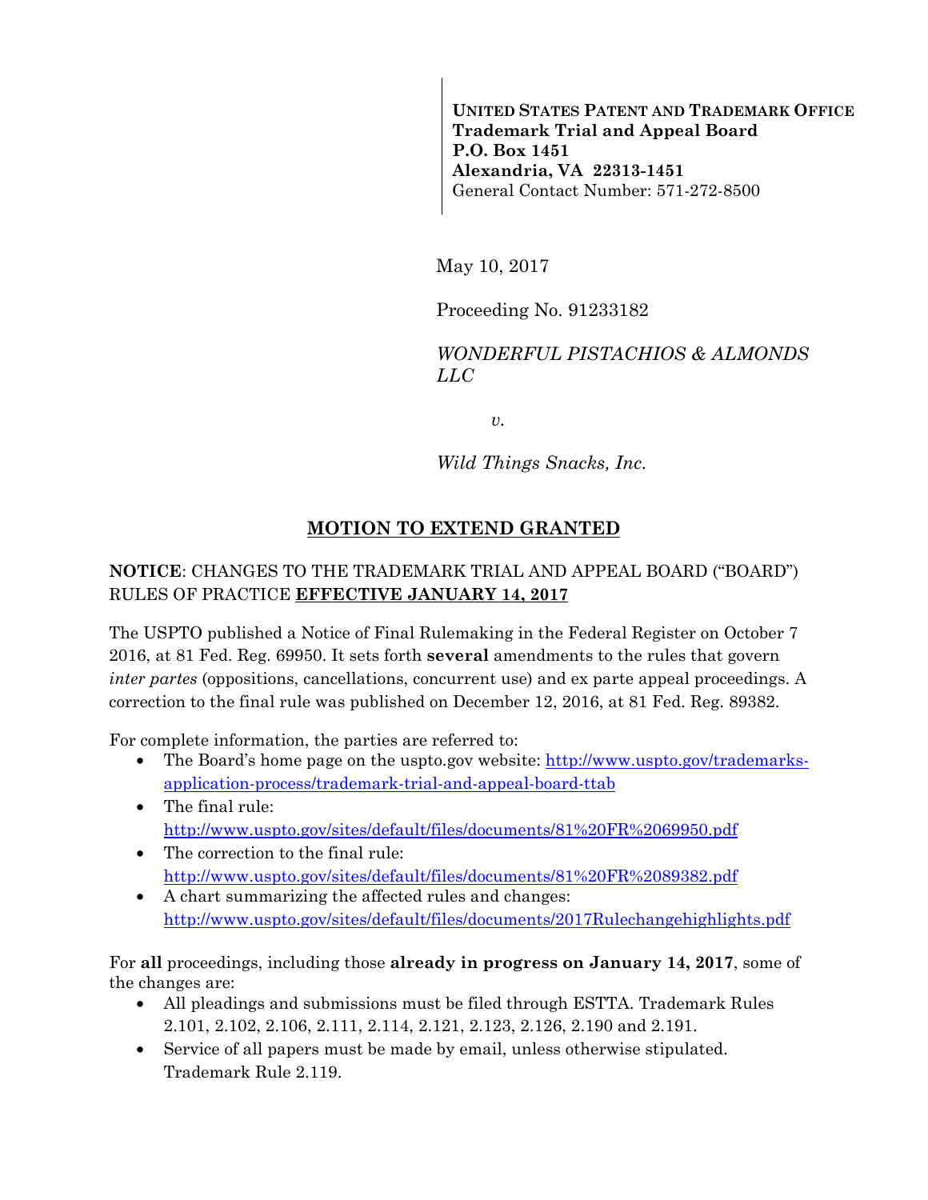**UNITED STATES PATENT AND TRADEMARK OFFICE**
**Trademark Trial and Appeal Board**
**P.O. Box 1451**
**Alexandria, VA 22313-1451**
General Contact Number: 571-272-8500

May 10, 2017

Proceeding No. 91233182

*WONDERFUL PISTACHIOS & ALMONDS LLC*

*v.*

*Wild Things Snacks, Inc.*

## MOTION TO EXTEND GRANTED

**NOTICE**: CHANGES TO THE TRADEMARK TRIAL AND APPEAL BOARD ("BOARD") RULES OF PRACTICE **EFFECTIVE JANUARY 14, 2017**

The USPTO published a Notice of Final Rulemaking in the Federal Register on October 7 2016, at 81 Fed. Reg. 69950. It sets forth **several** amendments to the rules that govern *inter partes* (oppositions, cancellations, concurrent use) and ex parte appeal proceedings. A correction to the final rule was published on December 12, 2016, at 81 Fed. Reg. 89382.

For complete information, the parties are referred to:

- The Board's home page on the uspto.gov website: http://www.uspto.gov/trademarks-application-process/trademark-trial-and-appeal-board-ttab
- The final rule: http://www.uspto.gov/sites/default/files/documents/81%20FR%2069950.pdf
- The correction to the final rule: http://www.uspto.gov/sites/default/files/documents/81%20FR%2089382.pdf
- A chart summarizing the affected rules and changes: http://www.uspto.gov/sites/default/files/documents/2017Rulechangehighlights.pdf

For **all** proceedings, including those **already in progress on January 14, 2017**, some of the changes are:

- All pleadings and submissions must be filed through ESTTA. Trademark Rules 2.101, 2.102, 2.106, 2.111, 2.114, 2.121, 2.123, 2.126, 2.190 and 2.191.
- Service of all papers must be made by email, unless otherwise stipulated. Trademark Rule 2.119.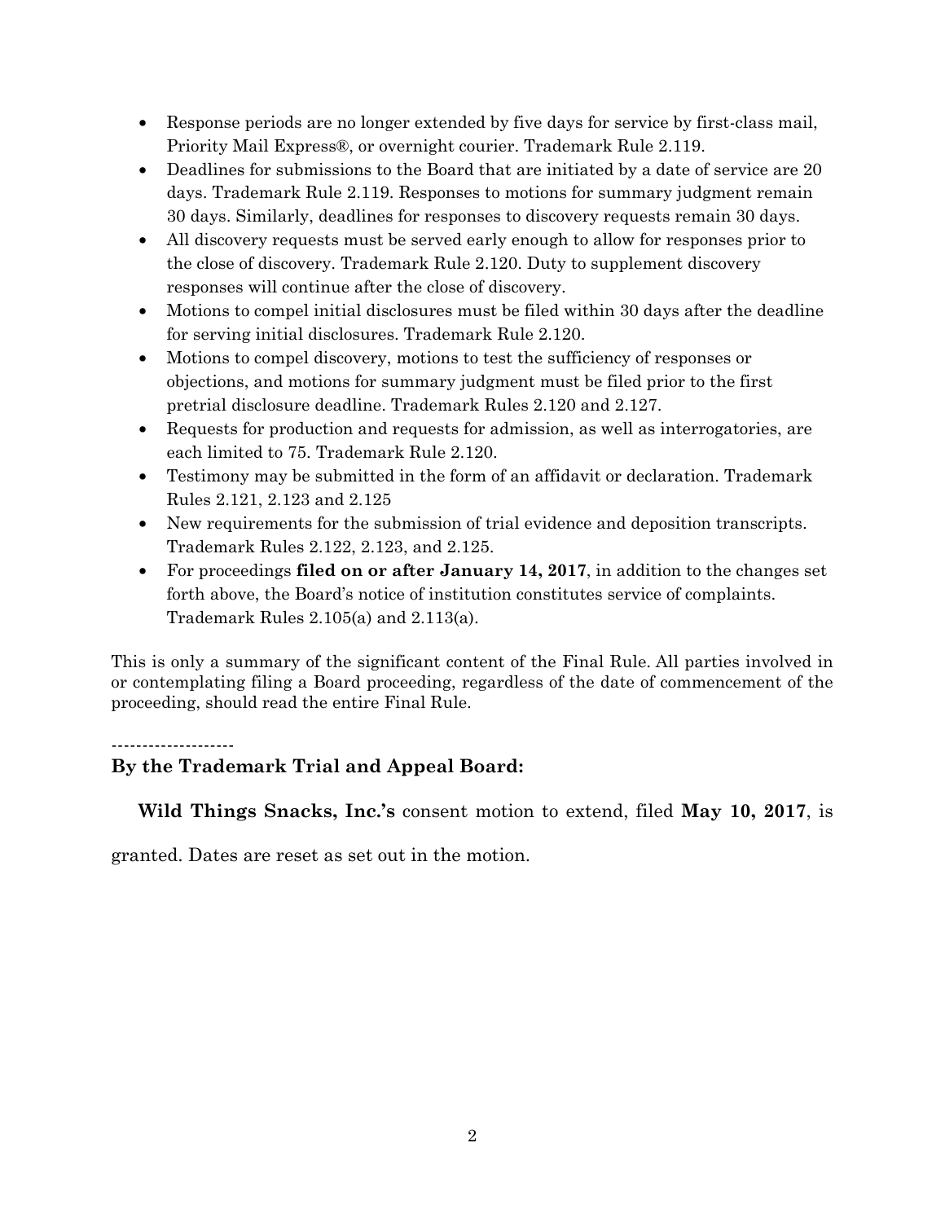- Response periods are no longer extended by five days for service by first-class mail, Priority Mail Express®, or overnight courier. Trademark Rule 2.119.
- Deadlines for submissions to the Board that are initiated by a date of service are 20 days. Trademark Rule 2.119. Responses to motions for summary judgment remain 30 days. Similarly, deadlines for responses to discovery requests remain 30 days.
- All discovery requests must be served early enough to allow for responses prior to the close of discovery. Trademark Rule 2.120. Duty to supplement discovery responses will continue after the close of discovery.
- Motions to compel initial disclosures must be filed within 30 days after the deadline for serving initial disclosures. Trademark Rule 2.120.
- Motions to compel discovery, motions to test the sufficiency of responses or objections, and motions for summary judgment must be filed prior to the first pretrial disclosure deadline. Trademark Rules 2.120 and 2.127.
- Requests for production and requests for admission, as well as interrogatories, are each limited to 75. Trademark Rule 2.120.
- Testimony may be submitted in the form of an affidavit or declaration. Trademark Rules 2.121, 2.123 and 2.125
- New requirements for the submission of trial evidence and deposition transcripts. Trademark Rules 2.122, 2.123, and 2.125.
- For proceedings **filed on or after January 14, 2017**, in addition to the changes set forth above, the Board's notice of institution constitutes service of complaints. Trademark Rules 2.105(a) and 2.113(a).

This is only a summary of the significant content of the Final Rule. All parties involved in or contemplating filing a Board proceeding, regardless of the date of commencement of the proceeding, should read the entire Final Rule.

--------------------

**By the Trademark Trial and Appeal Board:**

**Wild Things Snacks, Inc.'s** consent motion to extend, filed **May 10, 2017**, is granted. Dates are reset as set out in the motion.